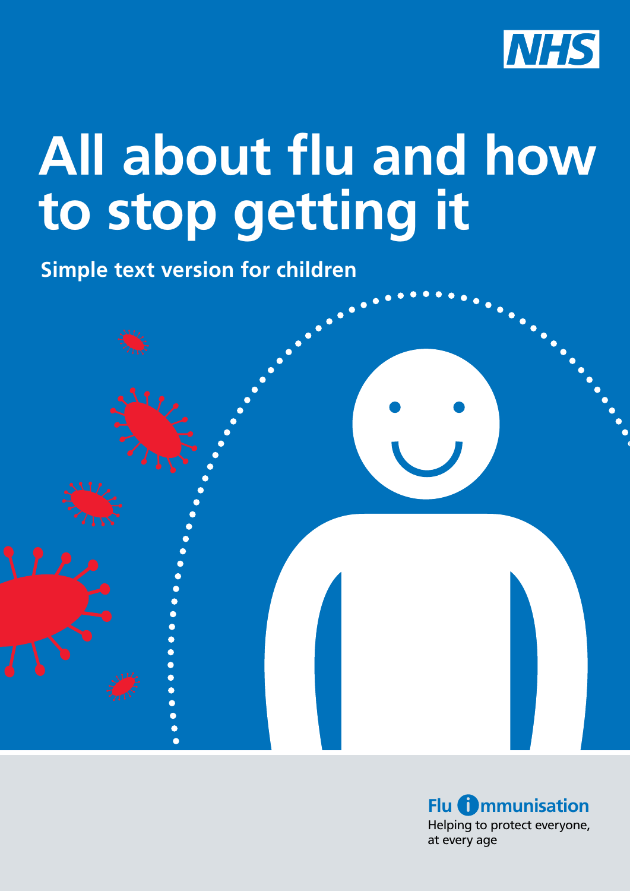NHS

# All about flu and how to stop getting it

**Simple text version for children**

**Flu Immunisation**

Helping to protect everyone, at every age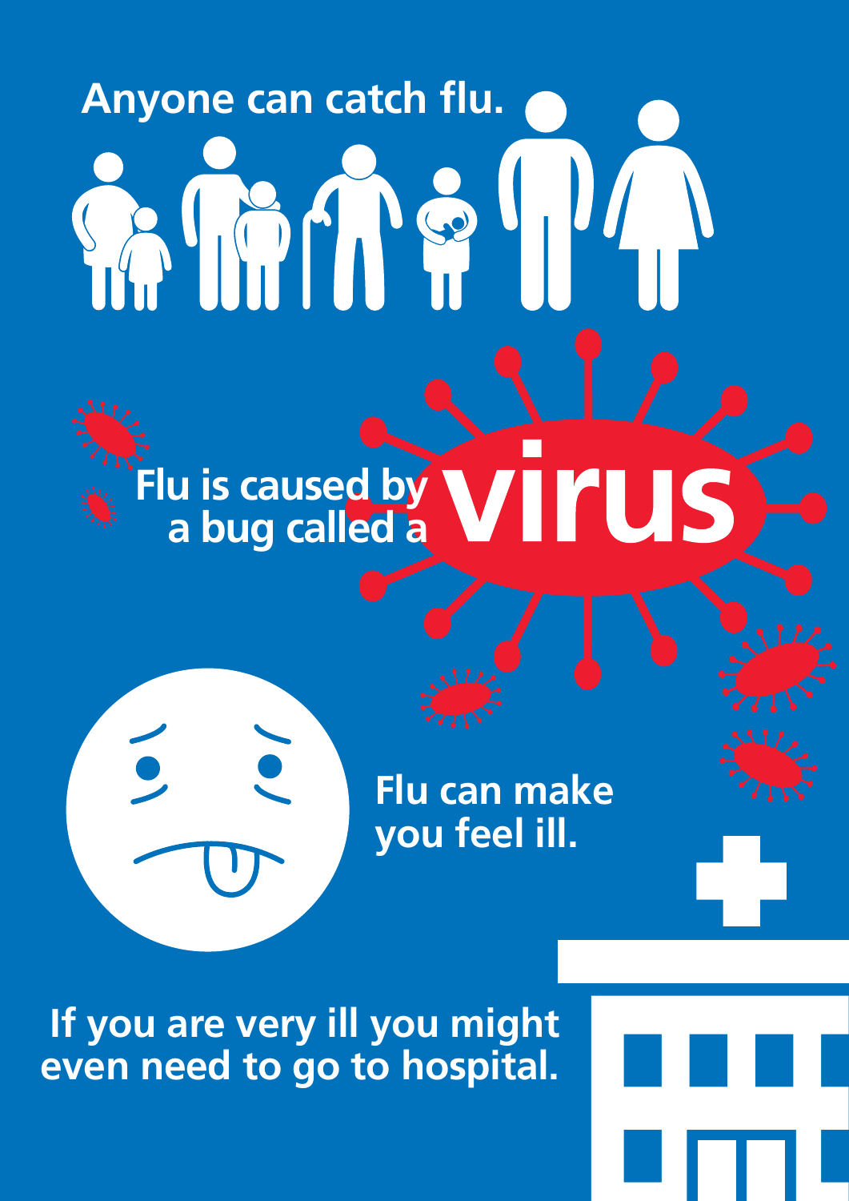Anyone can catch flu.

Flu is caused by a bug called a **virus**

Flu can make you feel ill.

If you are very ill you might even need to go to hospital.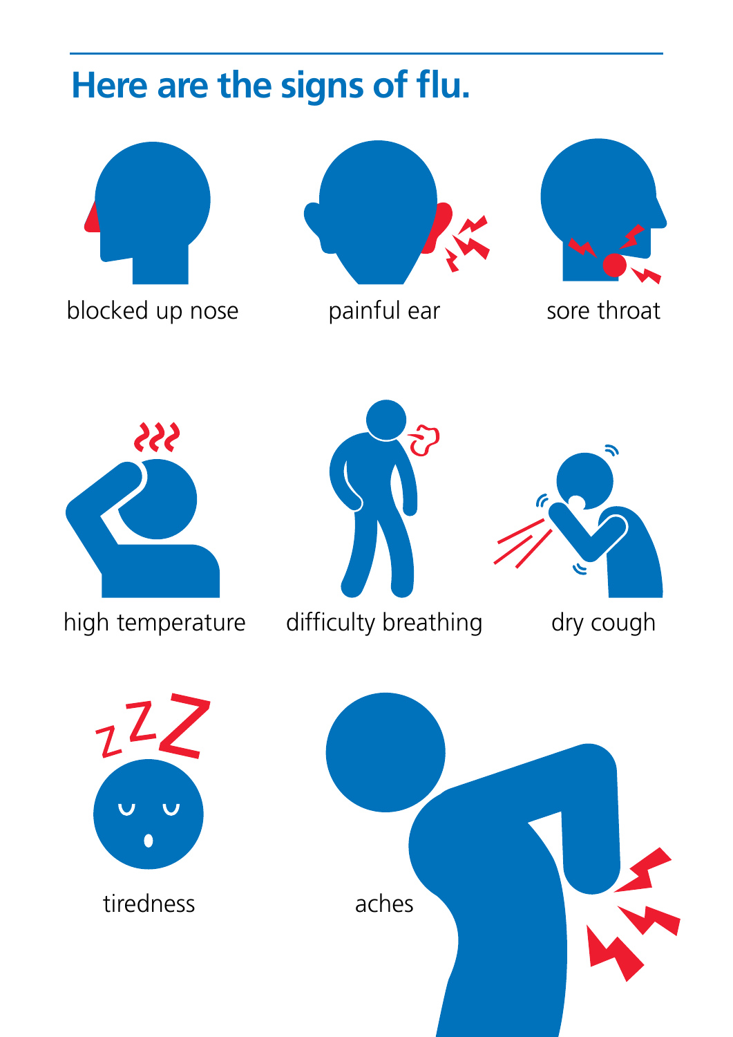## Here are the signs of flu.

blocked up nose

painful ear

sore throat

high temperature

difficulty breathing

dry cough

tiredness

aches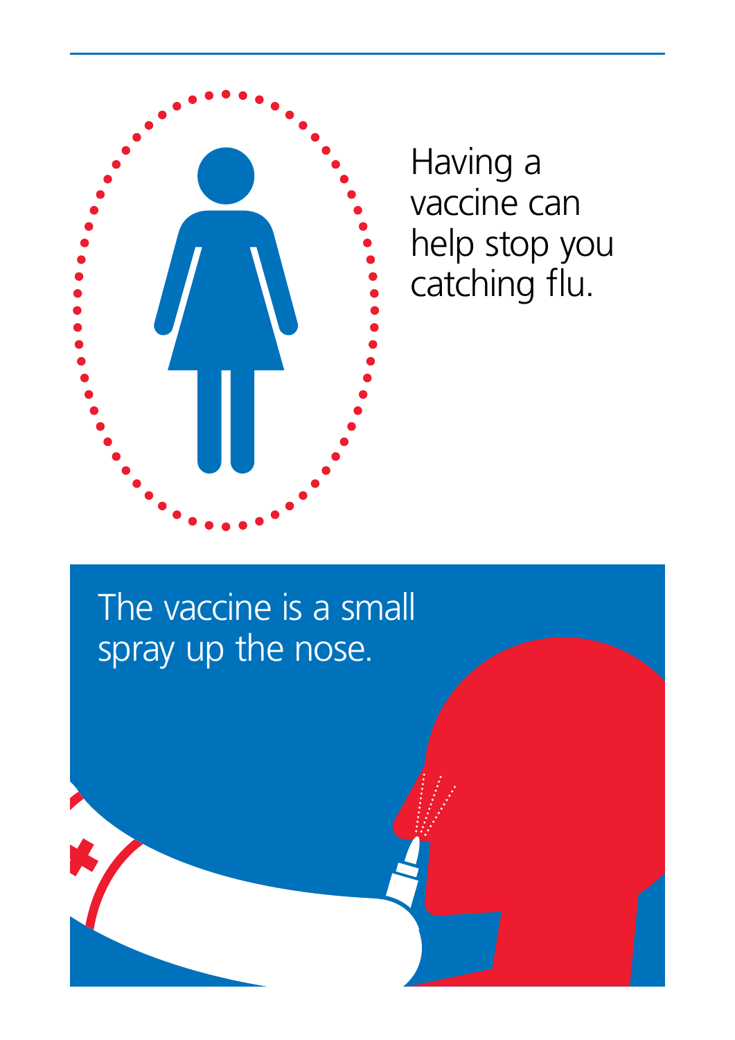Having a vaccine can help stop you catching flu.

The vaccine is a small spray up the nose.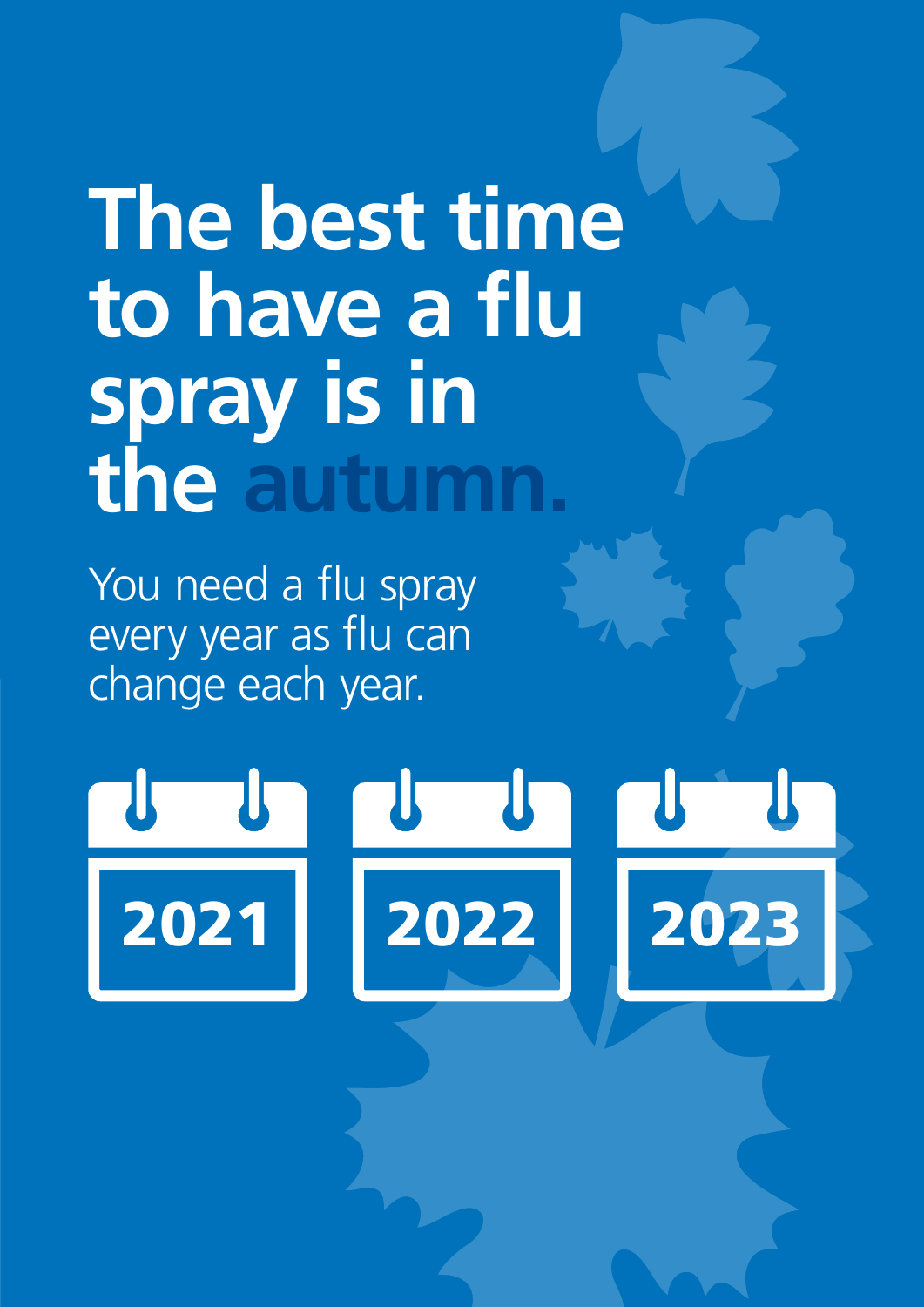# The best time to have a flu spray is in the autumn.

You need a flu spray every year as flu can change each year.

2021

2022

2023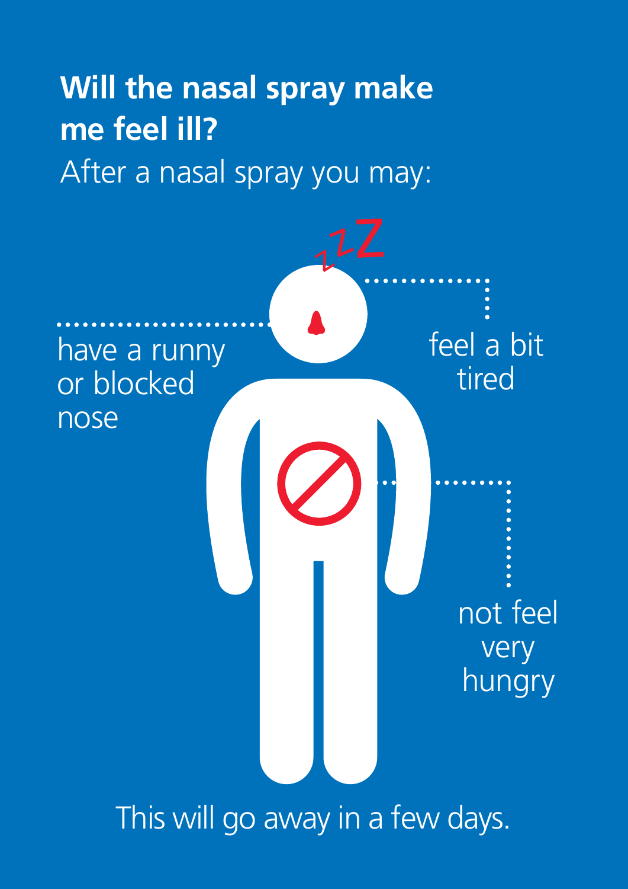## Will the nasal spray make me feel ill?

After a nasal spray you may:

- have a runny or blocked nose
- feel a bit tired
- not feel very hungry

This will go away in a few days.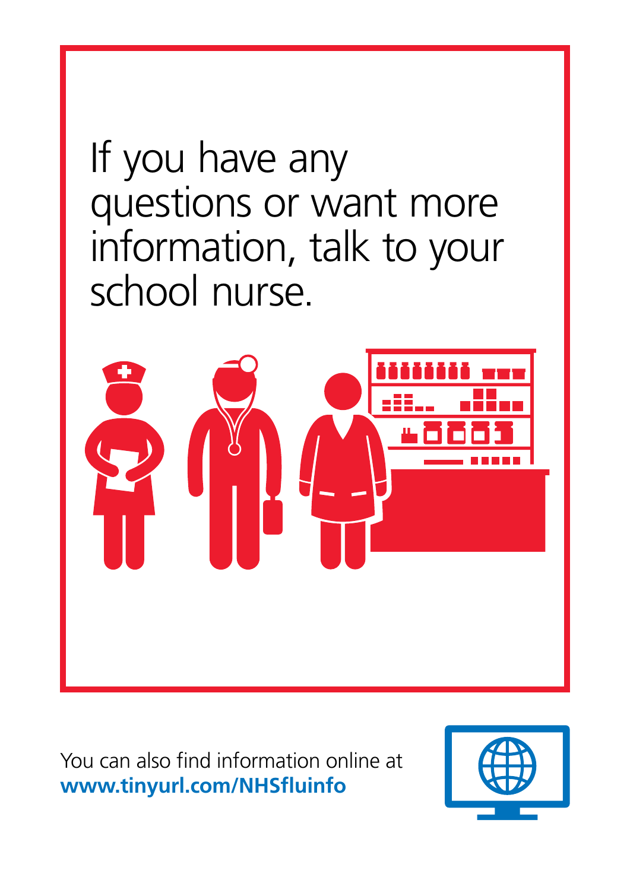If you have any questions or want more information, talk to your school nurse.

You can also find information online at
**www.tinyurl.com/NHSfluinfo**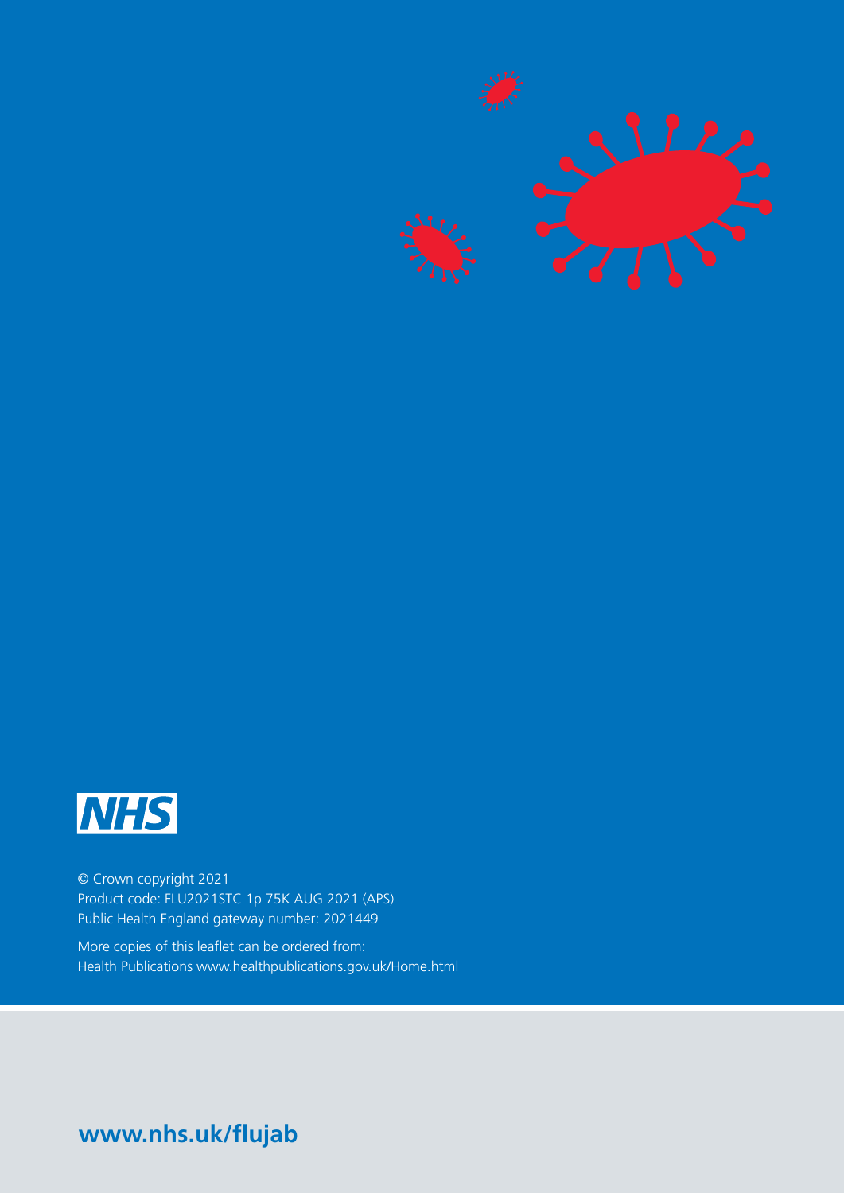NHS

© Crown copyright 2021
Product code: FLU2021STC 1p 75K AUG 2021 (APS)
Public Health England gateway number: 2021449

More copies of this leaflet can be ordered from:
Health Publications www.healthpublications.gov.uk/Home.html

**www.nhs.uk/flujab**